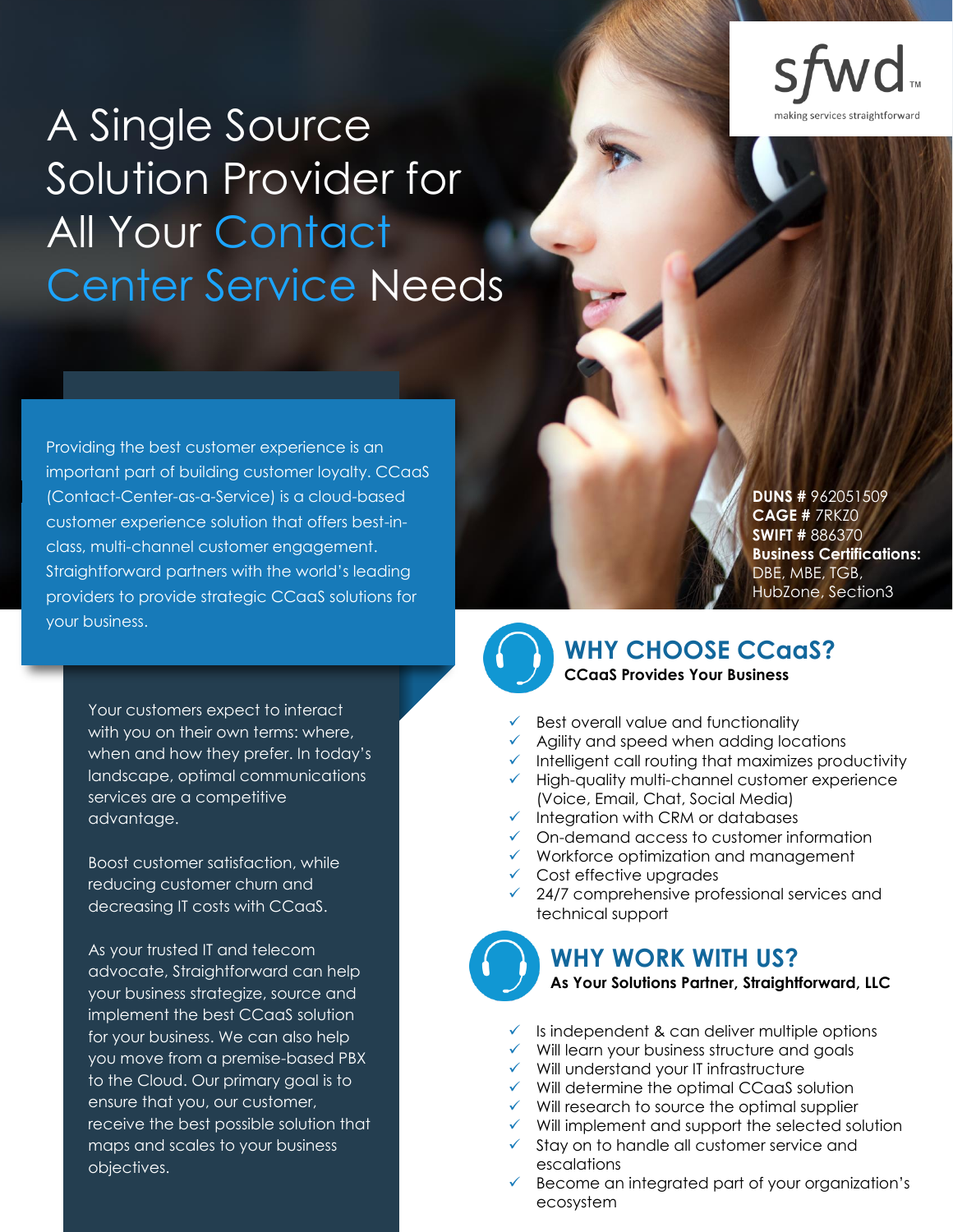sfwd™
making services straightforward

# A Single Source Solution Provider for All Your Contact Center Service Needs

Providing the best customer experience is an important part of building customer loyalty. CCaaS (Contact-Center-as-a-Service) is a cloud-based customer experience solution that offers best-in-class, multi-channel customer engagement. Straightforward partners with the world's leading providers to provide strategic CCaaS solutions for your business.

Your customers expect to interact with you on their own terms: where, when and how they prefer. In today's landscape, optimal communications services are a competitive advantage.

Boost customer satisfaction, while reducing customer churn and decreasing IT costs with CCaaS.

As your trusted IT and telecom advocate, Straightforward can help your business strategize, source and implement the best CCaaS solution for your business. We can also help you move from a premise-based PBX to the Cloud. Our primary goal is to ensure that you, our customer, receive the best possible solution that maps and scales to your business objectives.

**DUNS #** 962051509
**CAGE #** 7RKZ0
**SWIFT #** 886370
**Business Certifications:** DBE, MBE, TGB, HubZone, Section3

## WHY CHOOSE CCaaS?

**CCaaS Provides Your Business**

- ✓ Best overall value and functionality
- ✓ Agility and speed when adding locations
- ✓ Intelligent call routing that maximizes productivity
- ✓ High-quality multi-channel customer experience (Voice, Email, Chat, Social Media)
- ✓ Integration with CRM or databases
- ✓ On-demand access to customer information
- ✓ Workforce optimization and management
- ✓ Cost effective upgrades
- ✓ 24/7 comprehensive professional services and technical support

## WHY WORK WITH US?

**As Your Solutions Partner, Straightforward, LLC**

- ✓ Is independent & can deliver multiple options
- ✓ Will learn your business structure and goals
- ✓ Will understand your IT infrastructure
- ✓ Will determine the optimal CCaaS solution
- ✓ Will research to source the optimal supplier
- ✓ Will implement and support the selected solution
- ✓ Stay on to handle all customer service and escalations
- ✓ Become an integrated part of your organization's ecosystem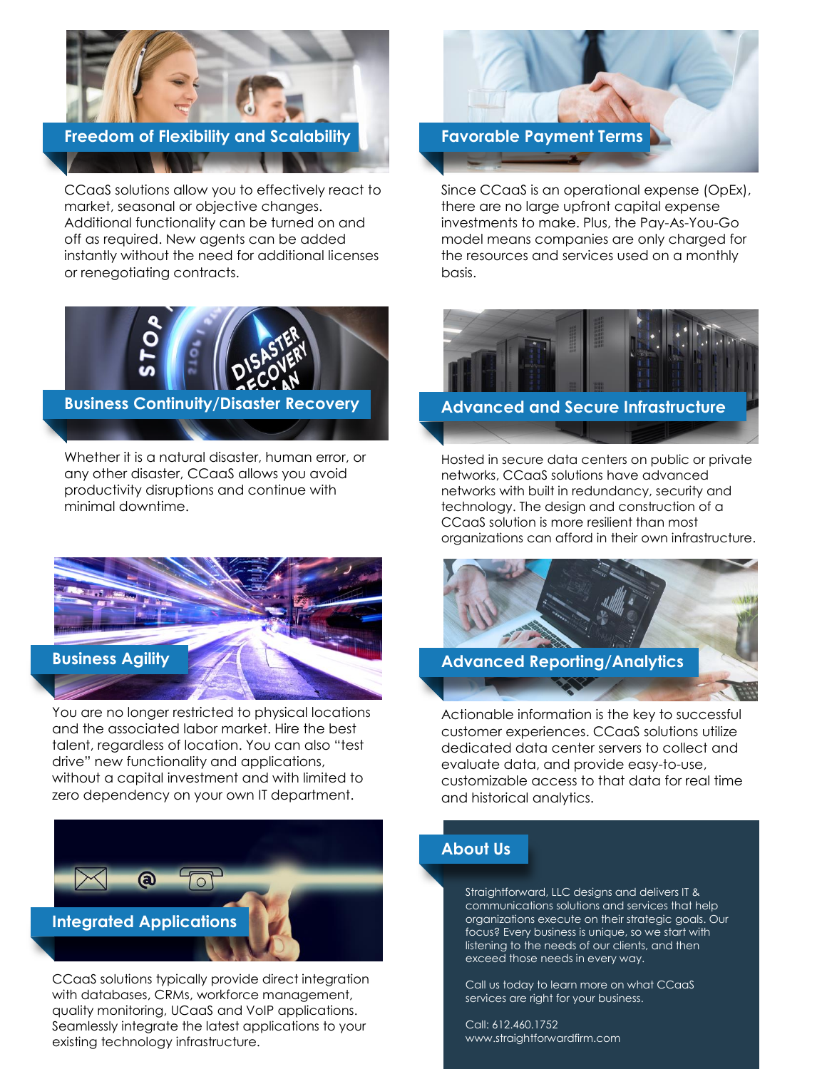## Freedom of Flexibility and Scalability

CCaaS solutions allow you to effectively react to market, seasonal or objective changes. Additional functionality can be turned on and off as required. New agents can be added instantly without the need for additional licenses or renegotiating contracts.

## Favorable Payment Terms

Since CCaaS is an operational expense (OpEx), there are no large upfront capital expense investments to make. Plus, the Pay-As-You-Go model means companies are only charged for the resources and services used on a monthly basis.

## Business Continuity/Disaster Recovery

Whether it is a natural disaster, human error, or any other disaster, CCaaS allows you avoid productivity disruptions and continue with minimal downtime.

## Advanced and Secure Infrastructure

Hosted in secure data centers on public or private networks, CCaaS solutions have advanced networks with built in redundancy, security and technology. The design and construction of a CCaaS solution is more resilient than most organizations can afford in their own infrastructure.

## Business Agility

You are no longer restricted to physical locations and the associated labor market. Hire the best talent, regardless of location. You can also "test drive" new functionality and applications, without a capital investment and with limited to zero dependency on your own IT department.

## Advanced Reporting/Analytics

Actionable information is the key to successful customer experiences. CCaaS solutions utilize dedicated data center servers to collect and evaluate data, and provide easy-to-use, customizable access to that data for real time and historical analytics.

## Integrated Applications

CCaaS solutions typically provide direct integration with databases, CRMs, workforce management, quality monitoring, UCaaS and VoIP applications. Seamlessly integrate the latest applications to your existing technology infrastructure.

## About Us

Straightforward, LLC designs and delivers IT & communications solutions and services that help organizations execute on their strategic goals. Our focus? Every business is unique, so we start with listening to the needs of our clients, and then exceed those needs in every way.

Call us today to learn more on what CCaaS services are right for your business.

Call: 612.460.1752
www.straightforwardfirm.com